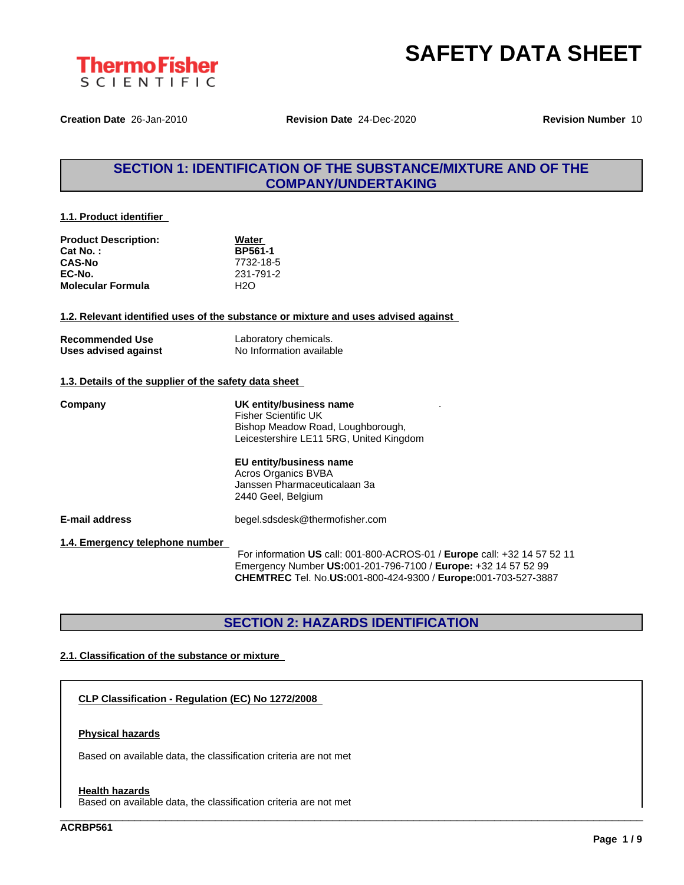# SAFETY DATA SHEET

ThermoFisher SCIENTIFIC

**Creation Date** 26-Jan-2010 **Revision Date** 24-Dec-2020 **Revision Number** 10

## SECTION 1: IDENTIFICATION OF THE SUBSTANCE/MIXTURE AND OF THE COMPANY/UNDERTAKING

### 1.1. Product identifier

| | |
|---|---|
| **Product Description:** | **Water** |
| **Cat No. :** | **BP561-1** |
| **CAS-No** | 7732-18-5 |
| **EC-No.** | 231-791-2 |
| **Molecular Formula** | $H_2O$ |

### 1.2. Relevant identified uses of the substance or mixture and uses advised against

| | |
|---|---|
| **Recommended Use** | Laboratory chemicals. |
| **Uses advised against** | No Information available |

### 1.3. Details of the supplier of the safety data sheet

**Company**

**UK entity/business name**
Fisher Scientific UK
Bishop Meadow Road, Loughborough,
Leicestershire LE11 5RG, United Kingdom

**EU entity/business name**
Acros Organics BVBA
Janssen Pharmaceuticalaan 3a
2440 Geel, Belgium

**E-mail address** begel.sdsdesk@thermofisher.com

### 1.4. Emergency telephone number

For information **US** call: 001-800-ACROS-01 / **Europe** call: +32 14 57 52 11
Emergency Number **US:**001-201-796-7100 / **Europe:** +32 14 57 52 99
**CHEMTREC** Tel. No.**US:**001-800-424-9300 / **Europe:**001-703-527-3887

## SECTION 2: HAZARDS IDENTIFICATION

### 2.1. Classification of the substance or mixture

**CLP Classification - Regulation (EC) No 1272/2008**

**Physical hazards**

Based on available data, the classification criteria are not met

**Health hazards**

Based on available data, the classification criteria are not met

ACRBP561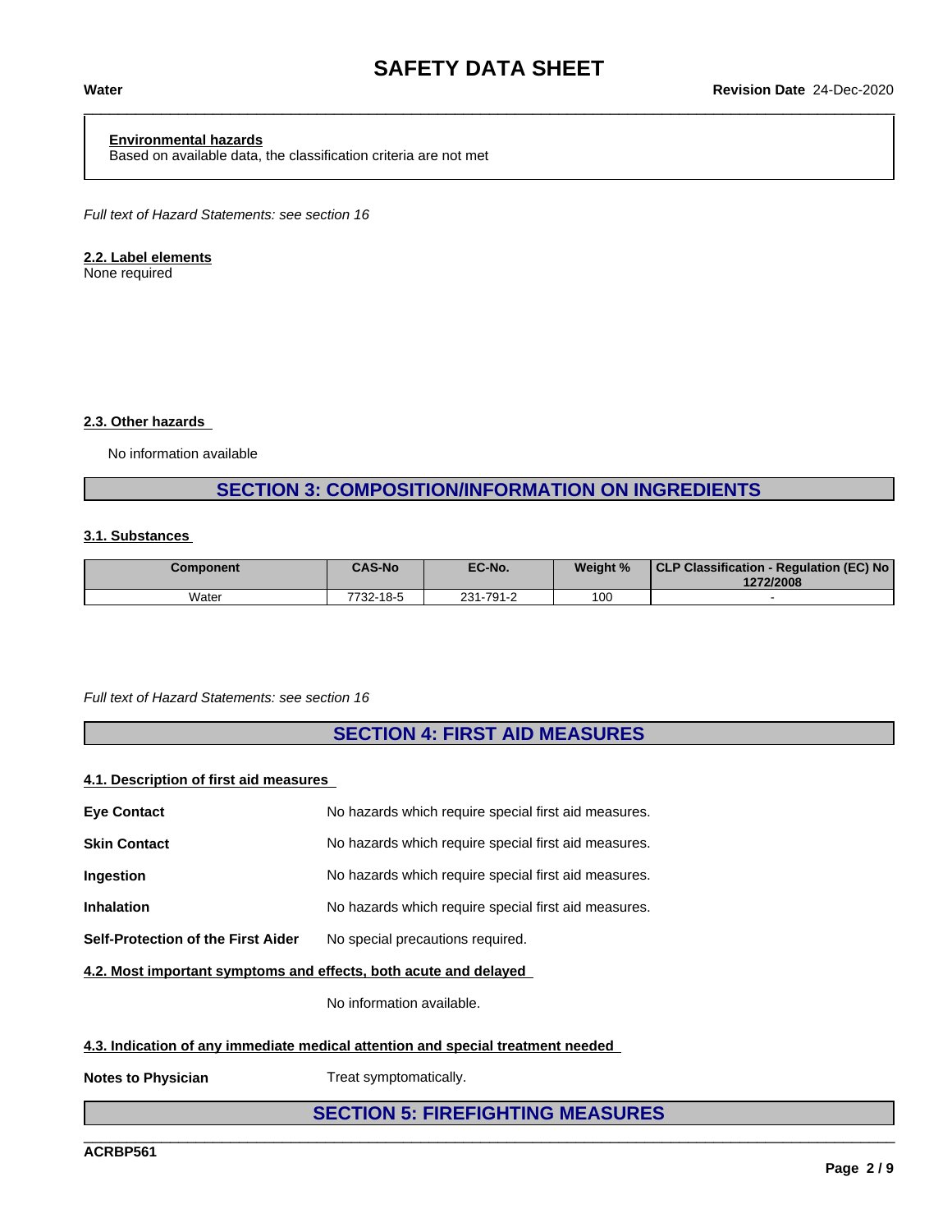**Environmental hazards**
Based on available data, the classification criteria are not met

*Full text of Hazard Statements: see section 16*

**2.2. Label elements**
None required

**2.3. Other hazards**

No information available

## SECTION 3: COMPOSITION/INFORMATION ON INGREDIENTS

**3.1. Substances**

| Component | CAS-No | EC-No. | Weight % | CLP Classification - Regulation (EC) No 1272/2008 |
|---|---|---|---|---|
| Water | 7732-18-5 | 231-791-2 | 100 | - |

*Full text of Hazard Statements: see section 16*

## SECTION 4: FIRST AID MEASURES

**4.1. Description of first aid measures**

**Eye Contact** No hazards which require special first aid measures.

**Skin Contact** No hazards which require special first aid measures.

**Ingestion** No hazards which require special first aid measures.

**Inhalation** No hazards which require special first aid measures.

**Self-Protection of the First Aider** No special precautions required.

**4.2. Most important symptoms and effects, both acute and delayed**

No information available.

**4.3. Indication of any immediate medical attention and special treatment needed**

**Notes to Physician** Treat symptomatically.

## SECTION 5: FIREFIGHTING MEASURES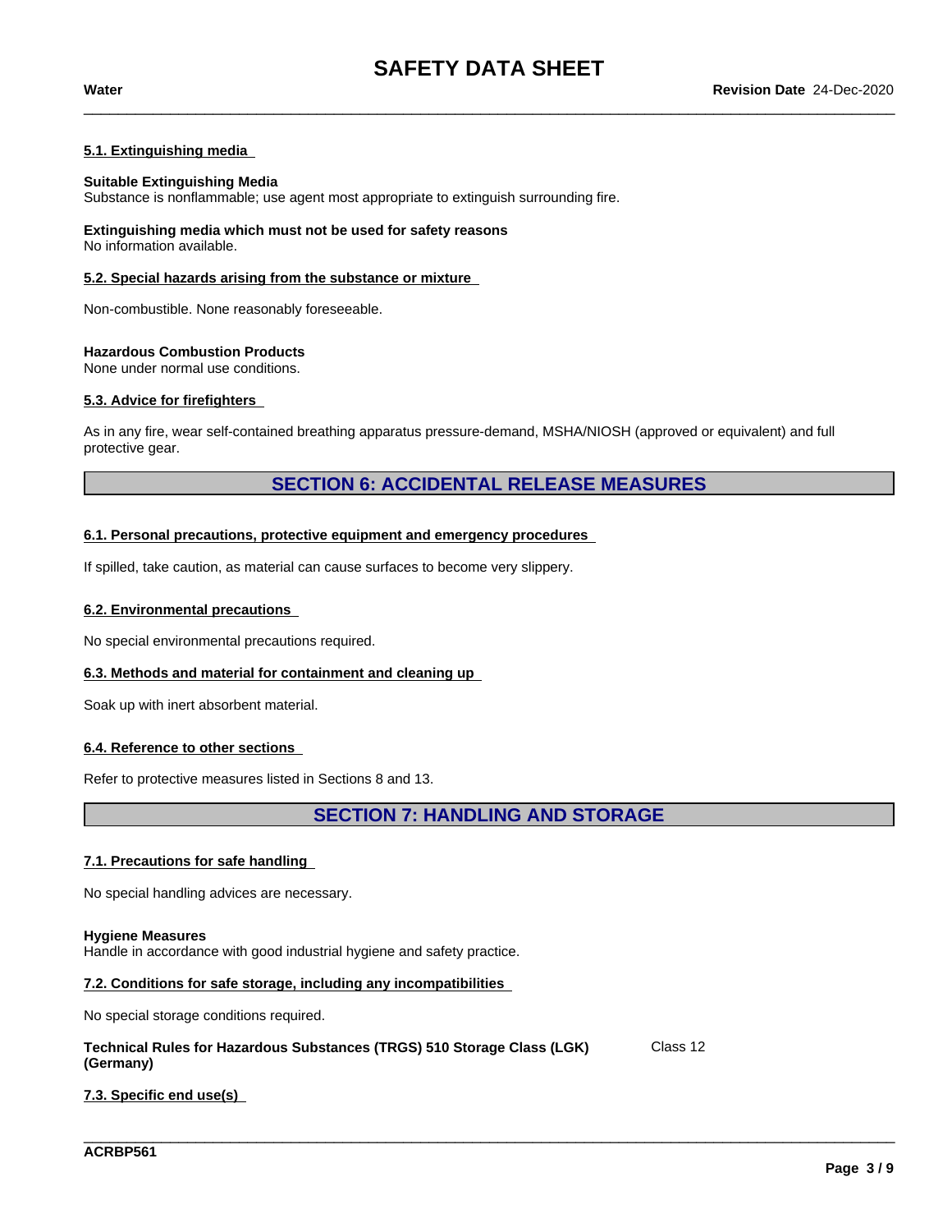#### 5.1. Extinguishing media

**Suitable Extinguishing Media**
Substance is nonflammable; use agent most appropriate to extinguish surrounding fire.

**Extinguishing media which must not be used for safety reasons**
No information available.

#### 5.2. Special hazards arising from the substance or mixture

Non-combustible. None reasonably foreseeable.

**Hazardous Combustion Products**
None under normal use conditions.

#### 5.3. Advice for firefighters

As in any fire, wear self-contained breathing apparatus pressure-demand, MSHA/NIOSH (approved or equivalent) and full protective gear.

## SECTION 6: ACCIDENTAL RELEASE MEASURES

#### 6.1. Personal precautions, protective equipment and emergency procedures

If spilled, take caution, as material can cause surfaces to become very slippery.

#### 6.2. Environmental precautions

No special environmental precautions required.

#### 6.3. Methods and material for containment and cleaning up

Soak up with inert absorbent material.

#### 6.4. Reference to other sections

Refer to protective measures listed in Sections 8 and 13.

## SECTION 7: HANDLING AND STORAGE

#### 7.1. Precautions for safe handling

No special handling advices are necessary.

**Hygiene Measures**
Handle in accordance with good industrial hygiene and safety practice.

#### 7.2. Conditions for safe storage, including any incompatibilities

No special storage conditions required.

| **Technical Rules for Hazardous Substances (TRGS) 510 Storage Class (LGK) (Germany)** | Class 12 |
|---|---|

#### 7.3. Specific end use(s)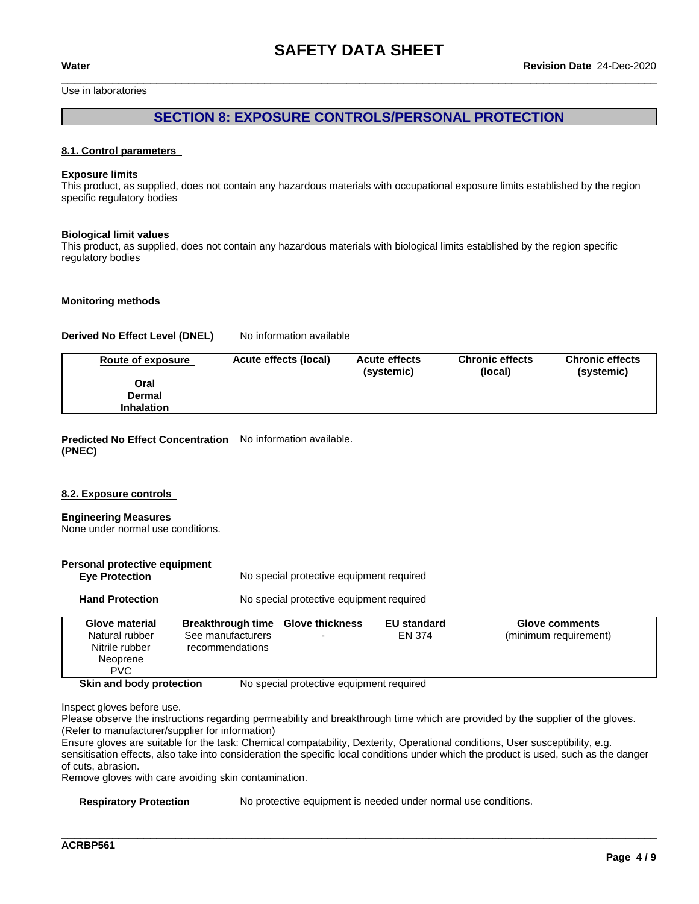Use in laboratories

## SECTION 8: EXPOSURE CONTROLS/PERSONAL PROTECTION

### 8.1. Control parameters

**Exposure limits**
This product, as supplied, does not contain any hazardous materials with occupational exposure limits established by the region specific regulatory bodies

**Biological limit values**
This product, as supplied, does not contain any hazardous materials with biological limits established by the region specific regulatory bodies

**Monitoring methods**

**Derived No Effect Level (DNEL)** No information available

| Route of exposure | Acute effects (local) | Acute effects (systemic) | Chronic effects (local) | Chronic effects (systemic) |
|---|---|---|---|---|
| Oral | | | | |
| Dermal | | | | |
| Inhalation | | | | |

**Predicted No Effect Concentration (PNEC)** No information available.

### 8.2. Exposure controls

**Engineering Measures**
None under normal use conditions.

**Personal protective equipment**

**Eye Protection** No special protective equipment required

**Hand Protection** No special protective equipment required

| Glove material | Breakthrough time | Glove thickness | EU standard | Glove comments |
|---|---|---|---|---|
| Natural rubber<br>Nitrile rubber<br>Neoprene<br>PVC | See manufacturers recommendations | - | EN 374 | (minimum requirement) |

**Skin and body protection** No special protective equipment required

Inspect gloves before use.
Please observe the instructions regarding permeability and breakthrough time which are provided by the supplier of the gloves. (Refer to manufacturer/supplier for information)
Ensure gloves are suitable for the task: Chemical compatability, Dexterity, Operational conditions, User susceptibility, e.g. sensitisation effects, also take into consideration the specific local conditions under which the product is used, such as the danger of cuts, abrasion.
Remove gloves with care avoiding skin contamination.

**Respiratory Protection** No protective equipment is needed under normal use conditions.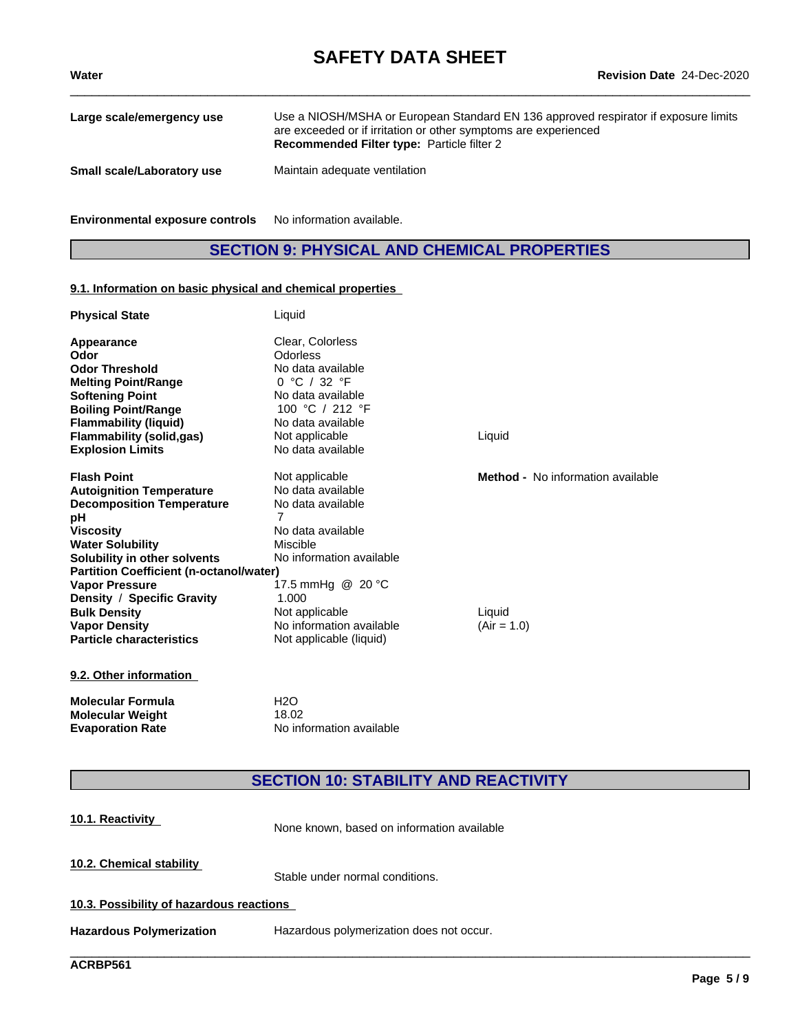| | |
|---|---|
| **Large scale/emergency use** | Use a NIOSH/MSHA or European Standard EN 136 approved respirator if exposure limits are exceeded or if irritation or other symptoms are experienced<br>**Recommended Filter type:** Particle filter 2 |
| **Small scale/Laboratory use** | Maintain adequate ventilation |

**Environmental exposure controls** No information available.

## SECTION 9: PHYSICAL AND CHEMICAL PROPERTIES

### 9.1. Information on basic physical and chemical properties

| | | |
|---|---|---|
| **Physical State** | Liquid | |
| **Appearance** | Clear, Colorless | |
| **Odor** | Odorless | |
| **Odor Threshold** | No data available | |
| **Melting Point/Range** | 0 °C / 32 °F | |
| **Softening Point** | No data available | |
| **Boiling Point/Range** | 100 °C / 212 °F | |
| **Flammability (liquid)** | No data available | |
| **Flammability (solid,gas)** | Not applicable | Liquid |
| **Explosion Limits** | No data available | |
| **Flash Point** | Not applicable | **Method -** No information available |
| **Autoignition Temperature** | No data available | |
| **Decomposition Temperature** | No data available | |
| **pH** | 7 | |
| **Viscosity** | No data available | |
| **Water Solubility** | Miscible | |
| **Solubility in other solvents** | No information available | |
| **Partition Coefficient (n-octanol/water)** | | |
| **Vapor Pressure** | 17.5 mmHg @ 20 °C | |
| **Density / Specific Gravity** | 1.000 | |
| **Bulk Density** | Not applicable | Liquid |
| **Vapor Density** | No information available | (Air = 1.0) |
| **Particle characteristics** | Not applicable (liquid) | |

### 9.2. Other information

| | |
|---|---|
| **Molecular Formula** | $H_2O$ |
| **Molecular Weight** | 18.02 |
| **Evaporation Rate** | No information available |

## SECTION 10: STABILITY AND REACTIVITY

### 10.1. Reactivity

None known, based on information available

### 10.2. Chemical stability

Stable under normal conditions.

### 10.3. Possibility of hazardous reactions

**Hazardous Polymerization** Hazardous polymerization does not occur.

ACRBP561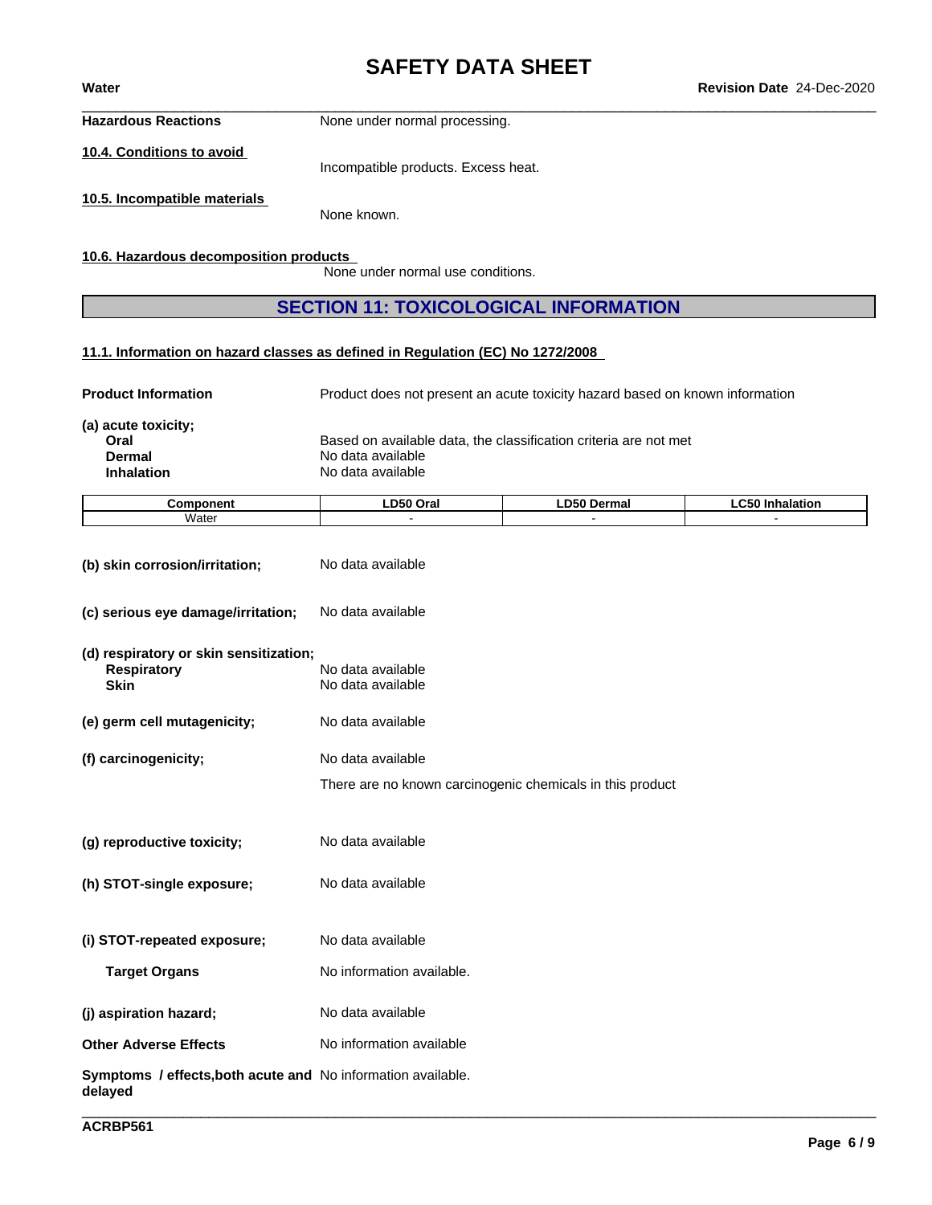**Hazardous Reactions** None under normal processing.

**10.4. Conditions to avoid**

Incompatible products. Excess heat.

**10.5. Incompatible materials**

None known.

**10.6. Hazardous decomposition products**

None under normal use conditions.

## SECTION 11: TOXICOLOGICAL INFORMATION

**11.1. Information on hazard classes as defined in Regulation (EC) No 1272/2008**

**Product Information** Product does not present an acute toxicity hazard based on known information

**(a) acute toxicity;**

- **Oral** Based on available data, the classification criteria are not met
- **Dermal** No data available
- **Inhalation** No data available

| Component | LD50 Oral | LD50 Dermal | LC50 Inhalation |
|---|---|---|---|
| Water | - | - | - |

**(b) skin corrosion/irritation;** No data available

**(c) serious eye damage/irritation;** No data available

**(d) respiratory or skin sensitization;**

- **Respiratory** No data available
- **Skin** No data available

**(e) germ cell mutagenicity;** No data available

**(f) carcinogenicity;** No data available

There are no known carcinogenic chemicals in this product

**(g) reproductive toxicity;** No data available

**(h) STOT-single exposure;** No data available

**(i) STOT-repeated exposure;** No data available

**Target Organs** No information available.

**(j) aspiration hazard;** No data available

**Other Adverse Effects** No information available

**Symptoms / effects,both acute and delayed** No information available.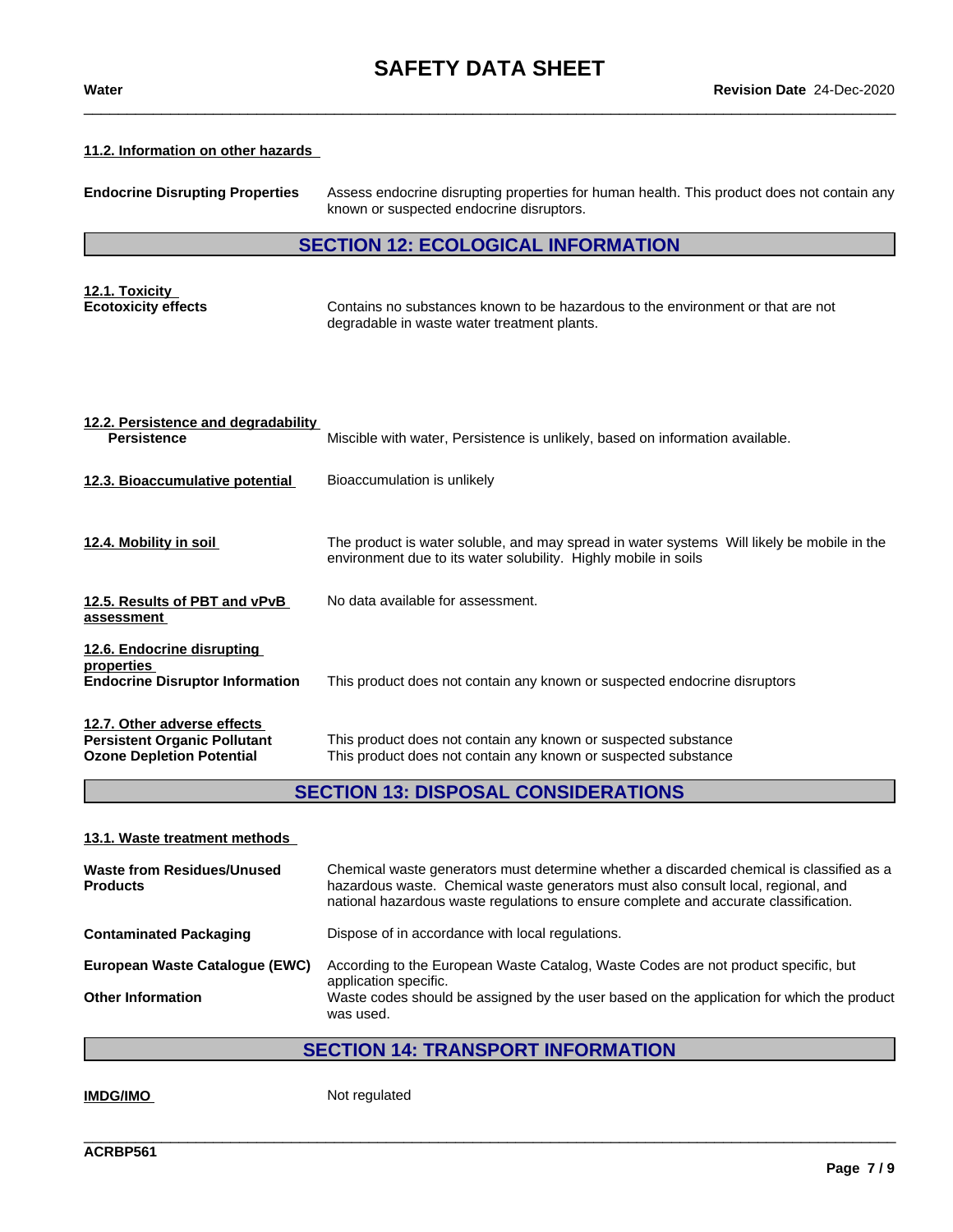#### 11.2. Information on other hazards

**Endocrine Disrupting Properties** Assess endocrine disrupting properties for human health. This product does not contain any known or suspected endocrine disruptors.

## SECTION 12: ECOLOGICAL INFORMATION

#### 12.1. Toxicity

**Ecotoxicity effects** Contains no substances known to be hazardous to the environment or that are not degradable in waste water treatment plants.

#### 12.2. Persistence and degradability

**Persistence** Miscible with water, Persistence is unlikely, based on information available.

#### 12.3. Bioaccumulative potential

Bioaccumulation is unlikely

#### 12.4. Mobility in soil

The product is water soluble, and may spread in water systems Will likely be mobile in the environment due to its water solubility. Highly mobile in soils

#### 12.5. Results of PBT and vPvB assessment

No data available for assessment.

#### 12.6. Endocrine disrupting properties

**Endocrine Disruptor Information** This product does not contain any known or suspected endocrine disruptors

#### 12.7. Other adverse effects

**Persistent Organic Pollutant** This product does not contain any known or suspected substance
**Ozone Depletion Potential** This product does not contain any known or suspected substance

## SECTION 13: DISPOSAL CONSIDERATIONS

#### 13.1. Waste treatment methods

**Waste from Residues/Unused Products** Chemical waste generators must determine whether a discarded chemical is classified as a hazardous waste. Chemical waste generators must also consult local, regional, and national hazardous waste regulations to ensure complete and accurate classification.

**Contaminated Packaging** Dispose of in accordance with local regulations.

**European Waste Catalogue (EWC)** According to the European Waste Catalog, Waste Codes are not product specific, but application specific.

**Other Information** Waste codes should be assigned by the user based on the application for which the product was used.

## SECTION 14: TRANSPORT INFORMATION

**IMDG/IMO** Not regulated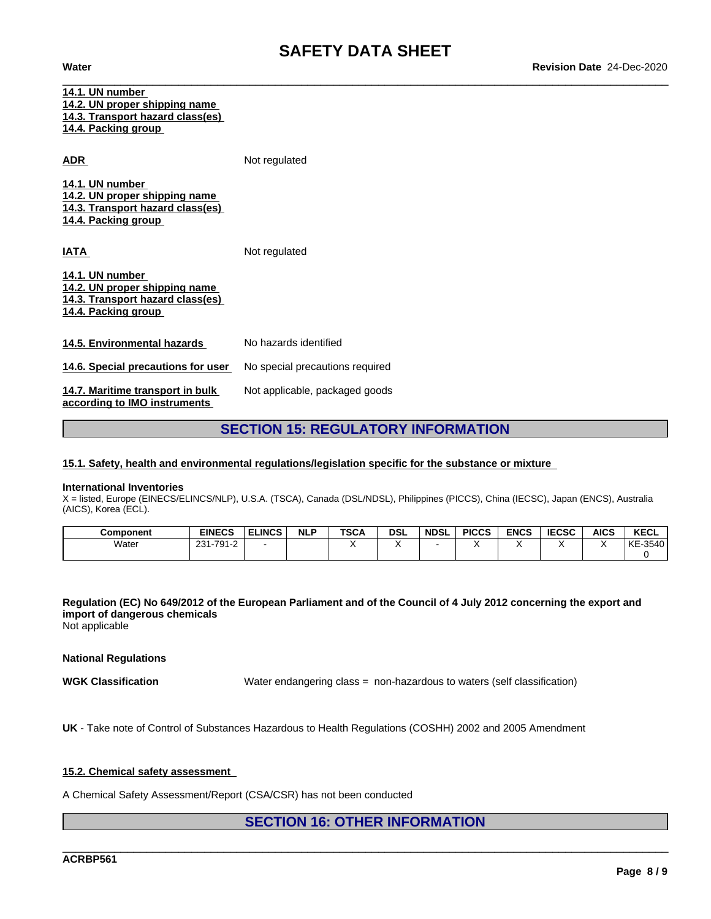**14.1. UN number**
**14.2. UN proper shipping name**
**14.3. Transport hazard class(es)**
**14.4. Packing group**

**ADR** Not regulated

**14.1. UN number**
**14.2. UN proper shipping name**
**14.3. Transport hazard class(es)**
**14.4. Packing group**

**IATA** Not regulated

**14.1. UN number**
**14.2. UN proper shipping name**
**14.3. Transport hazard class(es)**
**14.4. Packing group**

**14.5. Environmental hazards** No hazards identified

**14.6. Special precautions for user** No special precautions required

**14.7. Maritime transport in bulk according to IMO instruments** Not applicable, packaged goods

## SECTION 15: REGULATORY INFORMATION

### 15.1. Safety, health and environmental regulations/legislation specific for the substance or mixture

**International Inventories**
X = listed, Europe (EINECS/ELINCS/NLP), U.S.A. (TSCA), Canada (DSL/NDSL), Philippines (PICCS), China (IECSC), Japan (ENCS), Australia (AICS), Korea (ECL).

| Component | EINECS | ELINCS | NLP | TSCA | DSL | NDSL | PICCS | ENCS | IECSC | AICS | KECL |
|---|---|---|---|---|---|---|---|---|---|---|---|
| Water | 231-791-2 | - | | X | X | - | X | X | X | X | KE-35400 |

**Regulation (EC) No 649/2012 of the European Parliament and of the Council of 4 July 2012 concerning the export and import of dangerous chemicals**
Not applicable

**National Regulations**

**WGK Classification** Water endangering class = non-hazardous to waters (self classification)

**UK** - Take note of Control of Substances Hazardous to Health Regulations (COSHH) 2002 and 2005 Amendment

### 15.2. Chemical safety assessment

A Chemical Safety Assessment/Report (CSA/CSR) has not been conducted

## SECTION 16: OTHER INFORMATION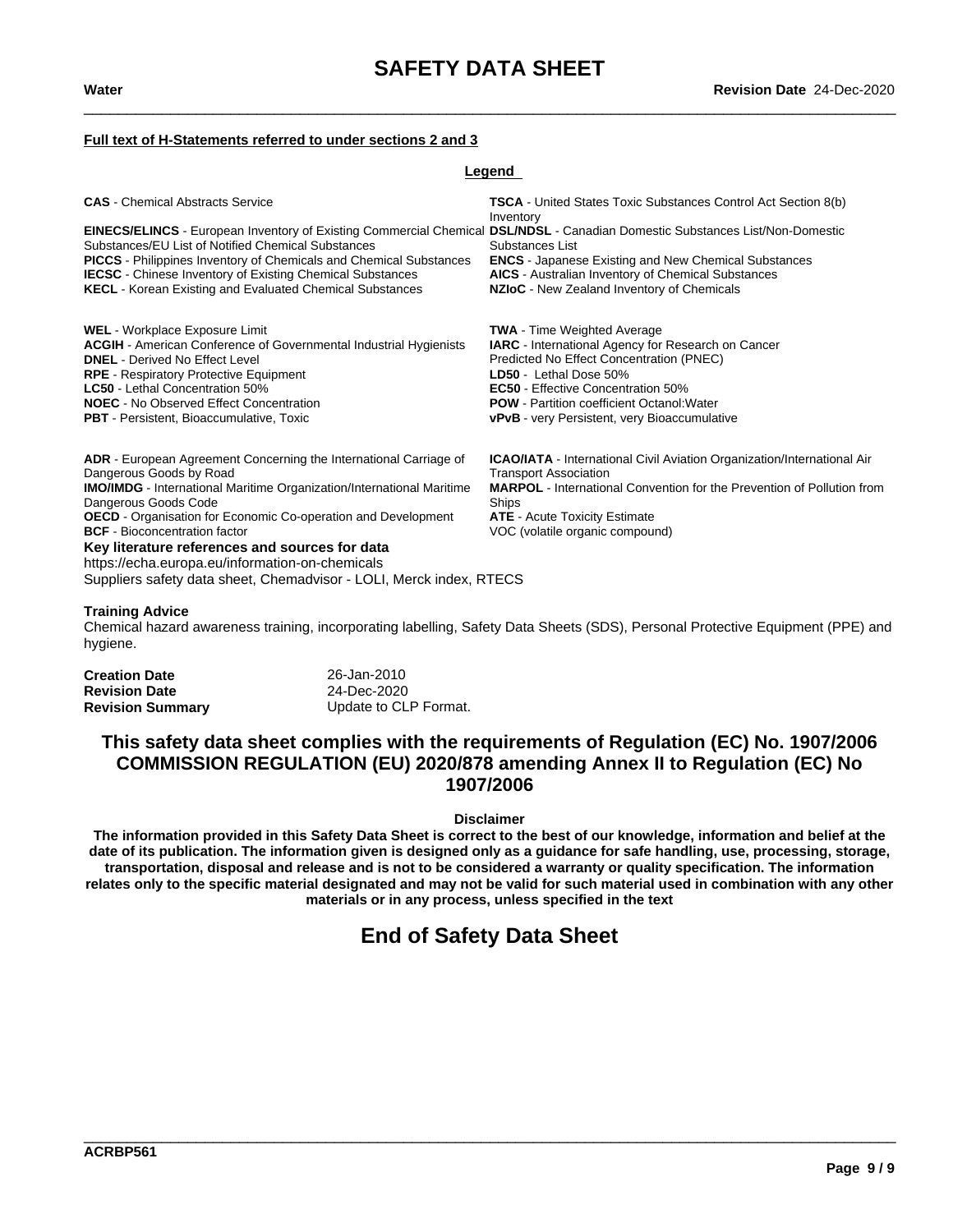**Full text of H-Statements referred to under sections 2 and 3**

**Legend**

**CAS** - Chemical Abstracts Service

**TSCA** - United States Toxic Substances Control Act Section 8(b) Inventory

**EINECS/ELINCS** - European Inventory of Existing Commercial Chemical Substances/EU List of Notified Chemical Substances

**DSL/NDSL** - Canadian Domestic Substances List/Non-Domestic Substances List

**PICCS** - Philippines Inventory of Chemicals and Chemical Substances

**ENCS** - Japanese Existing and New Chemical Substances

**IECSC** - Chinese Inventory of Existing Chemical Substances

**AICS** - Australian Inventory of Chemical Substances

**KECL** - Korean Existing and Evaluated Chemical Substances

**NZIoC** - New Zealand Inventory of Chemicals

**WEL** - Workplace Exposure Limit

**TWA** - Time Weighted Average

**ACGIH** - American Conference of Governmental Industrial Hygienists

**IARC** - International Agency for Research on Cancer

**DNEL** - Derived No Effect Level

Predicted No Effect Concentration (PNEC)

**RPE** - Respiratory Protective Equipment

**LD50** - Lethal Dose 50%

**LC50** - Lethal Concentration 50%

**EC50** - Effective Concentration 50%

**NOEC** - No Observed Effect Concentration

**POW** - Partition coefficient Octanol:Water

**PBT** - Persistent, Bioaccumulative, Toxic

**vPvB** - very Persistent, very Bioaccumulative

**ADR** - European Agreement Concerning the International Carriage of Dangerous Goods by Road

**ICAO/IATA** - International Civil Aviation Organization/International Air Transport Association

**IMO/IMDG** - International Maritime Organization/International Maritime Dangerous Goods Code

**MARPOL** - International Convention for the Prevention of Pollution from Ships

**OECD** - Organisation for Economic Co-operation and Development

**ATE** - Acute Toxicity Estimate

**BCF** - Bioconcentration factor

VOC (volatile organic compound)

**Key literature references and sources for data**

https://echa.europa.eu/information-on-chemicals

Suppliers safety data sheet, Chemadvisor - LOLI, Merck index, RTECS

**Training Advice**

Chemical hazard awareness training, incorporating labelling, Safety Data Sheets (SDS), Personal Protective Equipment (PPE) and hygiene.

| | |
|---|---|
| **Creation Date** | 26-Jan-2010 |
| **Revision Date** | 24-Dec-2020 |
| **Revision Summary** | Update to CLP Format. |

## This safety data sheet complies with the requirements of Regulation (EC) No. 1907/2006 COMMISSION REGULATION (EU) 2020/878 amending Annex II to Regulation (EC) No 1907/2006

**Disclaimer**

**The information provided in this Safety Data Sheet is correct to the best of our knowledge, information and belief at the date of its publication. The information given is designed only as a guidance for safe handling, use, processing, storage, transportation, disposal and release and is not to be considered a warranty or quality specification. The information relates only to the specific material designated and may not be valid for such material used in combination with any other materials or in any process, unless specified in the text**

# End of Safety Data Sheet